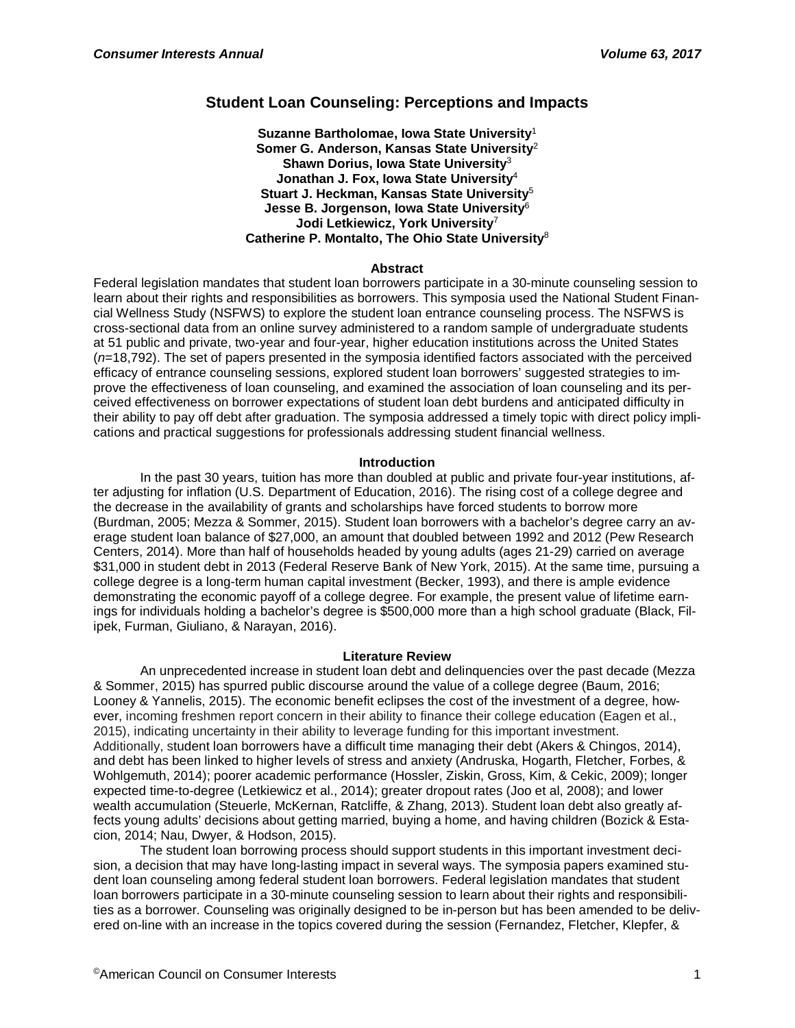# Student Loan Counseling: Perceptions and Impacts

**Suzanne Bartholomae, Iowa State University**[1]
**Somer G. Anderson, Kansas State University**[2]
**Shawn Dorius, Iowa State University**[3]
**Jonathan J. Fox, Iowa State University**[4]
**Stuart J. Heckman, Kansas State University**[5]
**Jesse B. Jorgenson, Iowa State University**[6]
**Jodi Letkiewicz, York University**[7]
**Catherine P. Montalto, The Ohio State University**[8]

### Abstract

Federal legislation mandates that student loan borrowers participate in a 30-minute counseling session to learn about their rights and responsibilities as borrowers. This symposia used the National Student Financial Wellness Study (NSFWS) to explore the student loan entrance counseling process. The NSFWS is cross-sectional data from an online survey administered to a random sample of undergraduate students at 51 public and private, two-year and four-year, higher education institutions across the United States (*n*=18,792). The set of papers presented in the symposia identified factors associated with the perceived efficacy of entrance counseling sessions, explored student loan borrowers' suggested strategies to improve the effectiveness of loan counseling, and examined the association of loan counseling and its perceived effectiveness on borrower expectations of student loan debt burdens and anticipated difficulty in their ability to pay off debt after graduation. The symposia addressed a timely topic with direct policy implications and practical suggestions for professionals addressing student financial wellness.

### Introduction

In the past 30 years, tuition has more than doubled at public and private four-year institutions, after adjusting for inflation (U.S. Department of Education, 2016). The rising cost of a college degree and the decrease in the availability of grants and scholarships have forced students to borrow more (Burdman, 2005; Mezza & Sommer, 2015). Student loan borrowers with a bachelor's degree carry an average student loan balance of $27,000, an amount that doubled between 1992 and 2012 (Pew Research Centers, 2014). More than half of households headed by young adults (ages 21-29) carried on average $31,000 in student debt in 2013 (Federal Reserve Bank of New York, 2015). At the same time, pursuing a college degree is a long-term human capital investment (Becker, 1993), and there is ample evidence demonstrating the economic payoff of a college degree. For example, the present value of lifetime earnings for individuals holding a bachelor's degree is $500,000 more than a high school graduate (Black, Filipek, Furman, Giuliano, & Narayan, 2016).

### Literature Review

An unprecedented increase in student loan debt and delinquencies over the past decade (Mezza & Sommer, 2015) has spurred public discourse around the value of a college degree (Baum, 2016; Looney & Yannelis, 2015). The economic benefit eclipses the cost of the investment of a degree, however, incoming freshmen report concern in their ability to finance their college education (Eagen et al., 2015), indicating uncertainty in their ability to leverage funding for this important investment. Additionally, student loan borrowers have a difficult time managing their debt (Akers & Chingos, 2014), and debt has been linked to higher levels of stress and anxiety (Andruska, Hogarth, Fletcher, Forbes, & Wohlgemuth, 2014); poorer academic performance (Hossler, Ziskin, Gross, Kim, & Cekic, 2009); longer expected time-to-degree (Letkiewicz et al., 2014); greater dropout rates (Joo et al, 2008); and lower wealth accumulation (Steuerle, McKernan, Ratcliffe, & Zhang, 2013). Student loan debt also greatly affects young adults' decisions about getting married, buying a home, and having children (Bozick & Estacion, 2014; Nau, Dwyer, & Hodson, 2015).

The student loan borrowing process should support students in this important investment decision, a decision that may have long-lasting impact in several ways. The symposia papers examined student loan counseling among federal student loan borrowers. Federal legislation mandates that student loan borrowers participate in a 30-minute counseling session to learn about their rights and responsibilities as a borrower. Counseling was originally designed to be in-person but has been amended to be delivered on-line with an increase in the topics covered during the session (Fernandez, Fletcher, Klepfer, &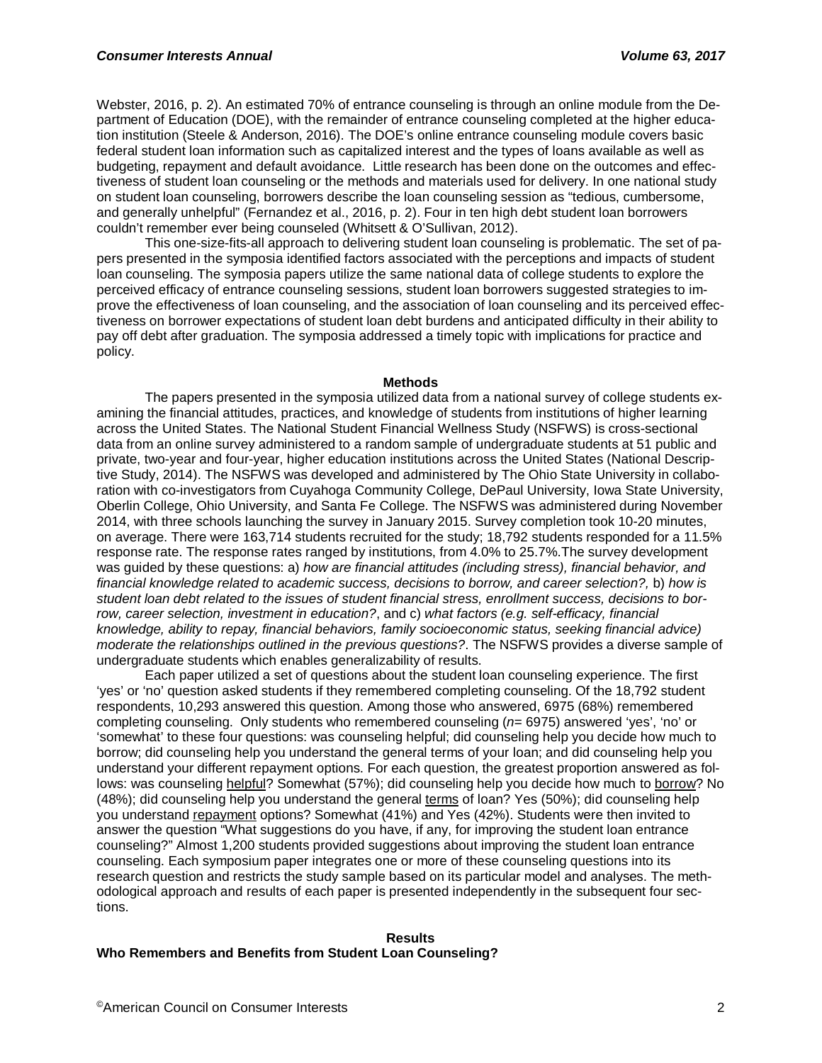Webster, 2016, p. 2). An estimated 70% of entrance counseling is through an online module from the Department of Education (DOE), with the remainder of entrance counseling completed at the higher education institution (Steele & Anderson, 2016). The DOE's online entrance counseling module covers basic federal student loan information such as capitalized interest and the types of loans available as well as budgeting, repayment and default avoidance. Little research has been done on the outcomes and effectiveness of student loan counseling or the methods and materials used for delivery. In one national study on student loan counseling, borrowers describe the loan counseling session as "tedious, cumbersome, and generally unhelpful" (Fernandez et al., 2016, p. 2). Four in ten high debt student loan borrowers couldn't remember ever being counseled (Whitsett & O'Sullivan, 2012).

This one-size-fits-all approach to delivering student loan counseling is problematic. The set of papers presented in the symposia identified factors associated with the perceptions and impacts of student loan counseling. The symposia papers utilize the same national data of college students to explore the perceived efficacy of entrance counseling sessions, student loan borrowers suggested strategies to improve the effectiveness of loan counseling, and the association of loan counseling and its perceived effectiveness on borrower expectations of student loan debt burdens and anticipated difficulty in their ability to pay off debt after graduation. The symposia addressed a timely topic with implications for practice and policy.

## Methods

The papers presented in the symposia utilized data from a national survey of college students examining the financial attitudes, practices, and knowledge of students from institutions of higher learning across the United States. The National Student Financial Wellness Study (NSFWS) is cross-sectional data from an online survey administered to a random sample of undergraduate students at 51 public and private, two-year and four-year, higher education institutions across the United States (National Descriptive Study, 2014). The NSFWS was developed and administered by The Ohio State University in collaboration with co-investigators from Cuyahoga Community College, DePaul University, Iowa State University, Oberlin College, Ohio University, and Santa Fe College. The NSFWS was administered during November 2014, with three schools launching the survey in January 2015. Survey completion took 10-20 minutes, on average. There were 163,714 students recruited for the study; 18,792 students responded for a 11.5% response rate. The response rates ranged by institutions, from 4.0% to 25.7%.The survey development was guided by these questions: a) *how are financial attitudes (including stress), financial behavior, and financial knowledge related to academic success, decisions to borrow, and career selection?,* b) *how is student loan debt related to the issues of student financial stress, enrollment success, decisions to borrow, career selection, investment in education?*, and c) *what factors (e.g. self-efficacy, financial knowledge, ability to repay, financial behaviors, family socioeconomic status, seeking financial advice) moderate the relationships outlined in the previous questions?*. The NSFWS provides a diverse sample of undergraduate students which enables generalizability of results.

Each paper utilized a set of questions about the student loan counseling experience. The first 'yes' or 'no' question asked students if they remembered completing counseling. Of the 18,792 student respondents, 10,293 answered this question. Among those who answered, 6975 (68%) remembered completing counseling. Only students who remembered counseling ($n$= 6975) answered 'yes', 'no' or 'somewhat' to these four questions: was counseling helpful; did counseling help you decide how much to borrow; did counseling help you understand the general terms of your loan; and did counseling help you understand your different repayment options. For each question, the greatest proportion answered as follows: was counseling <u>helpful</u>? Somewhat (57%); did counseling help you decide how much to <u>borrow</u>? No (48%); did counseling help you understand the general <u>terms</u> of loan? Yes (50%); did counseling help you understand <u>repayment</u> options? Somewhat (41%) and Yes (42%). Students were then invited to answer the question "What suggestions do you have, if any, for improving the student loan entrance counseling?" Almost 1,200 students provided suggestions about improving the student loan entrance counseling. Each symposium paper integrates one or more of these counseling questions into its research question and restricts the study sample based on its particular model and analyses. The methodological approach and results of each paper is presented independently in the subsequent four sections.

## Results

### Who Remembers and Benefits from Student Loan Counseling?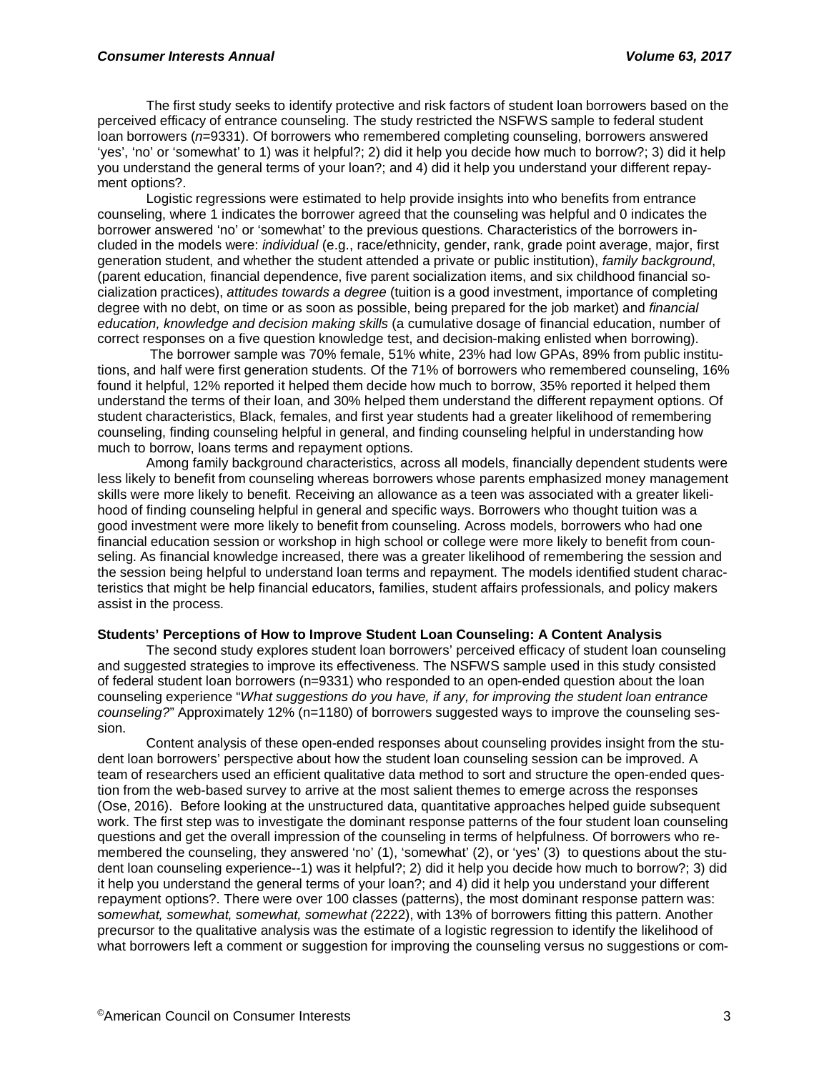The first study seeks to identify protective and risk factors of student loan borrowers based on the perceived efficacy of entrance counseling. The study restricted the NSFWS sample to federal student loan borrowers (*n*=9331). Of borrowers who remembered completing counseling, borrowers answered 'yes', 'no' or 'somewhat' to 1) was it helpful?; 2) did it help you decide how much to borrow?; 3) did it help you understand the general terms of your loan?; and 4) did it help you understand your different repayment options?.

Logistic regressions were estimated to help provide insights into who benefits from entrance counseling, where 1 indicates the borrower agreed that the counseling was helpful and 0 indicates the borrower answered 'no' or 'somewhat' to the previous questions. Characteristics of the borrowers included in the models were: *individual* (e.g., race/ethnicity, gender, rank, grade point average, major, first generation student, and whether the student attended a private or public institution), *family background*, (parent education, financial dependence, five parent socialization items, and six childhood financial socialization practices), *attitudes towards a degree* (tuition is a good investment, importance of completing degree with no debt, on time or as soon as possible, being prepared for the job market) and *financial education, knowledge and decision making skills* (a cumulative dosage of financial education, number of correct responses on a five question knowledge test, and decision-making enlisted when borrowing).

The borrower sample was 70% female, 51% white, 23% had low GPAs, 89% from public institutions, and half were first generation students. Of the 71% of borrowers who remembered counseling, 16% found it helpful, 12% reported it helped them decide how much to borrow, 35% reported it helped them understand the terms of their loan, and 30% helped them understand the different repayment options. Of student characteristics, Black, females, and first year students had a greater likelihood of remembering counseling, finding counseling helpful in general, and finding counseling helpful in understanding how much to borrow, loans terms and repayment options.

Among family background characteristics, across all models, financially dependent students were less likely to benefit from counseling whereas borrowers whose parents emphasized money management skills were more likely to benefit. Receiving an allowance as a teen was associated with a greater likelihood of finding counseling helpful in general and specific ways. Borrowers who thought tuition was a good investment were more likely to benefit from counseling. Across models, borrowers who had one financial education session or workshop in high school or college were more likely to benefit from counseling. As financial knowledge increased, there was a greater likelihood of remembering the session and the session being helpful to understand loan terms and repayment. The models identified student characteristics that might be help financial educators, families, student affairs professionals, and policy makers assist in the process.

**Students' Perceptions of How to Improve Student Loan Counseling: A Content Analysis**

The second study explores student loan borrowers' perceived efficacy of student loan counseling and suggested strategies to improve its effectiveness. The NSFWS sample used in this study consisted of federal student loan borrowers (n=9331) who responded to an open-ended question about the loan counseling experience "*What suggestions do you have, if any, for improving the student loan entrance counseling?*" Approximately 12% (n=1180) of borrowers suggested ways to improve the counseling session.

Content analysis of these open-ended responses about counseling provides insight from the student loan borrowers' perspective about how the student loan counseling session can be improved. A team of researchers used an efficient qualitative data method to sort and structure the open-ended question from the web-based survey to arrive at the most salient themes to emerge across the responses (Ose, 2016). Before looking at the unstructured data, quantitative approaches helped guide subsequent work. The first step was to investigate the dominant response patterns of the four student loan counseling questions and get the overall impression of the counseling in terms of helpfulness. Of borrowers who remembered the counseling, they answered 'no' (1), 'somewhat' (2), or 'yes' (3) to questions about the student loan counseling experience--1) was it helpful?; 2) did it help you decide how much to borrow?; 3) did it help you understand the general terms of your loan?; and 4) did it help you understand your different repayment options?. There were over 100 classes (patterns), the most dominant response pattern was: s*omewhat, somewhat, somewhat, somewhat (*2222), with 13% of borrowers fitting this pattern. Another precursor to the qualitative analysis was the estimate of a logistic regression to identify the likelihood of what borrowers left a comment or suggestion for improving the counseling versus no suggestions or com-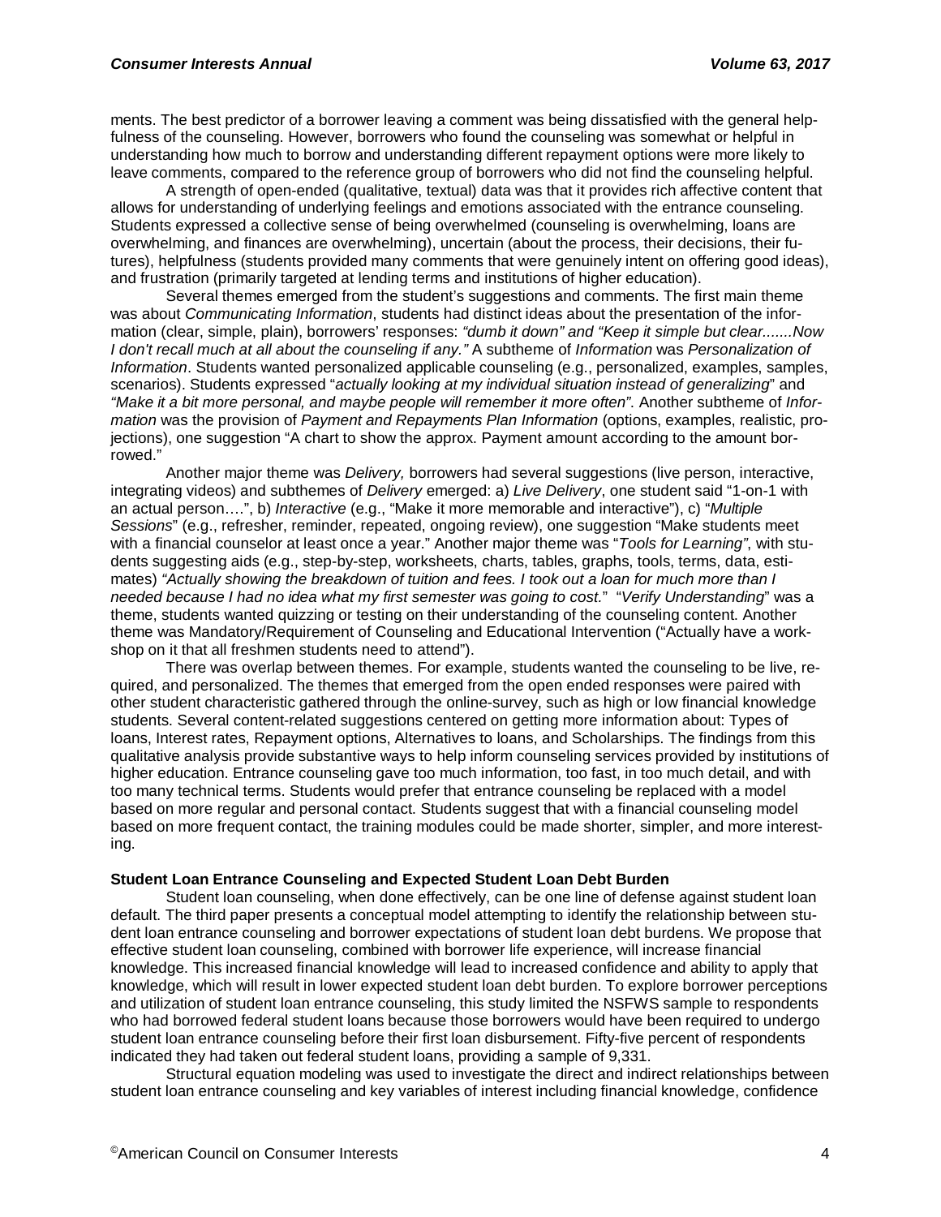ments. The best predictor of a borrower leaving a comment was being dissatisfied with the general helpfulness of the counseling. However, borrowers who found the counseling was somewhat or helpful in understanding how much to borrow and understanding different repayment options were more likely to leave comments, compared to the reference group of borrowers who did not find the counseling helpful.

A strength of open-ended (qualitative, textual) data was that it provides rich affective content that allows for understanding of underlying feelings and emotions associated with the entrance counseling. Students expressed a collective sense of being overwhelmed (counseling is overwhelming, loans are overwhelming, and finances are overwhelming), uncertain (about the process, their decisions, their futures), helpfulness (students provided many comments that were genuinely intent on offering good ideas), and frustration (primarily targeted at lending terms and institutions of higher education).

Several themes emerged from the student's suggestions and comments. The first main theme was about *Communicating Information*, students had distinct ideas about the presentation of the information (clear, simple, plain), borrowers' responses: *"dumb it down" and "Keep it simple but clear.......Now I don't recall much at all about the counseling if any."* A subtheme of *Information* was *Personalization of Information*. Students wanted personalized applicable counseling (e.g., personalized, examples, samples, scenarios). Students expressed "*actually looking at my individual situation instead of generalizing*" and *"Make it a bit more personal, and maybe people will remember it more often"*. Another subtheme of *Information* was the provision of *Payment and Repayments Plan Information* (options, examples, realistic, projections), one suggestion "A chart to show the approx. Payment amount according to the amount borrowed."

Another major theme was *Delivery,* borrowers had several suggestions (live person, interactive, integrating videos) and subthemes of *Delivery* emerged: a) *Live Delivery*, one student said "1-on-1 with an actual person….", b) *Interactive* (e.g., "Make it more memorable and interactive"), c) "*Multiple Sessions*" (e.g., refresher, reminder, repeated, ongoing review), one suggestion "Make students meet with a financial counselor at least once a year." Another major theme was "*Tools for Learning"*, with students suggesting aids (e.g., step-by-step, worksheets, charts, tables, graphs, tools, terms, data, estimates) *"Actually showing the breakdown of tuition and fees. I took out a loan for much more than I needed because I had no idea what my first semester was going to cost.*" "*Verify Understanding*" was a theme, students wanted quizzing or testing on their understanding of the counseling content. Another theme was Mandatory/Requirement of Counseling and Educational Intervention ("Actually have a workshop on it that all freshmen students need to attend").

There was overlap between themes. For example, students wanted the counseling to be live, required, and personalized. The themes that emerged from the open ended responses were paired with other student characteristic gathered through the online-survey, such as high or low financial knowledge students. Several content-related suggestions centered on getting more information about: Types of loans, Interest rates, Repayment options, Alternatives to loans, and Scholarships. The findings from this qualitative analysis provide substantive ways to help inform counseling services provided by institutions of higher education. Entrance counseling gave too much information, too fast, in too much detail, and with too many technical terms. Students would prefer that entrance counseling be replaced with a model based on more regular and personal contact. Students suggest that with a financial counseling model based on more frequent contact, the training modules could be made shorter, simpler, and more interesting.

**Student Loan Entrance Counseling and Expected Student Loan Debt Burden**

Student loan counseling, when done effectively, can be one line of defense against student loan default. The third paper presents a conceptual model attempting to identify the relationship between student loan entrance counseling and borrower expectations of student loan debt burdens. We propose that effective student loan counseling, combined with borrower life experience, will increase financial knowledge. This increased financial knowledge will lead to increased confidence and ability to apply that knowledge, which will result in lower expected student loan debt burden. To explore borrower perceptions and utilization of student loan entrance counseling, this study limited the NSFWS sample to respondents who had borrowed federal student loans because those borrowers would have been required to undergo student loan entrance counseling before their first loan disbursement. Fifty-five percent of respondents indicated they had taken out federal student loans, providing a sample of 9,331.

Structural equation modeling was used to investigate the direct and indirect relationships between student loan entrance counseling and key variables of interest including financial knowledge, confidence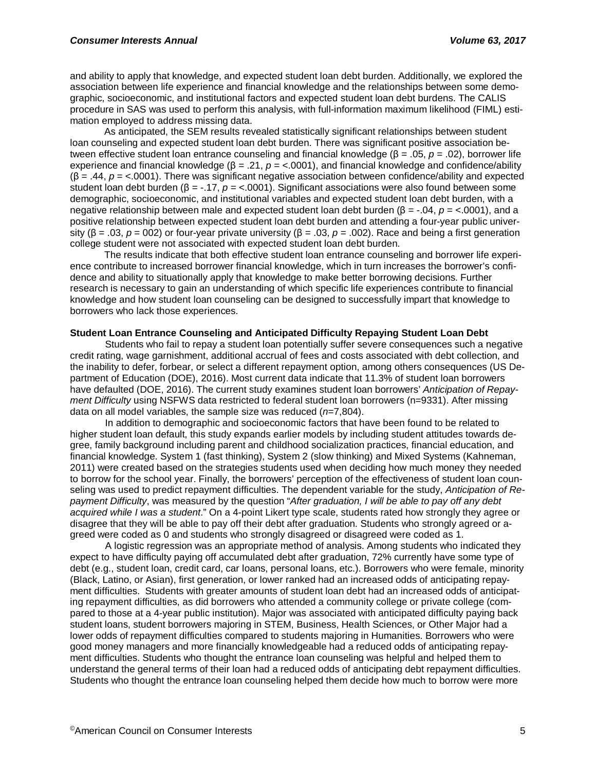and ability to apply that knowledge, and expected student loan debt burden. Additionally, we explored the association between life experience and financial knowledge and the relationships between some demographic, socioeconomic, and institutional factors and expected student loan debt burdens. The CALIS procedure in SAS was used to perform this analysis, with full-information maximum likelihood (FIML) estimation employed to address missing data.

As anticipated, the SEM results revealed statistically significant relationships between student loan counseling and expected student loan debt burden. There was significant positive association between effective student loan entrance counseling and financial knowledge ($\beta = .05$, $p = .02$), borrower life experience and financial knowledge ($\beta = .21$, $p = <.0001$), and financial knowledge and confidence/ability ($\beta = .44$, $p = <.0001$). There was significant negative association between confidence/ability and expected student loan debt burden ($\beta = -.17$, $p = <.0001$). Significant associations were also found between some demographic, socioeconomic, and institutional variables and expected student loan debt burden, with a negative relationship between male and expected student loan debt burden ($\beta = -.04$, $p = <.0001$), and a positive relationship between expected student loan debt burden and attending a four-year public university ($\beta = .03$, $p = 002$) or four-year private university ($\beta = .03$, $p = .002$). Race and being a first generation college student were not associated with expected student loan debt burden.

The results indicate that both effective student loan entrance counseling and borrower life experience contribute to increased borrower financial knowledge, which in turn increases the borrower's confidence and ability to situationally apply that knowledge to make better borrowing decisions. Further research is necessary to gain an understanding of which specific life experiences contribute to financial knowledge and how student loan counseling can be designed to successfully impart that knowledge to borrowers who lack those experiences.

**Student Loan Entrance Counseling and Anticipated Difficulty Repaying Student Loan Debt**

Students who fail to repay a student loan potentially suffer severe consequences such a negative credit rating, wage garnishment, additional accrual of fees and costs associated with debt collection, and the inability to defer, forbear, or select a different repayment option, among others consequences (US Department of Education (DOE), 2016). Most current data indicate that 11.3% of student loan borrowers have defaulted (DOE, 2016). The current study examines student loan borrowers' *Anticipation of Repayment Difficulty* using NSFWS data restricted to federal student loan borrowers (n=9331). After missing data on all model variables, the sample size was reduced (*n*=7,804).

In addition to demographic and socioeconomic factors that have been found to be related to higher student loan default, this study expands earlier models by including student attitudes towards degree, family background including parent and childhood socialization practices, financial education, and financial knowledge. System 1 (fast thinking), System 2 (slow thinking) and Mixed Systems (Kahneman, 2011) were created based on the strategies students used when deciding how much money they needed to borrow for the school year. Finally, the borrowers' perception of the effectiveness of student loan counseling was used to predict repayment difficulties. The dependent variable for the study, *Anticipation of Repayment Difficulty*, was measured by the question "*After graduation, I will be able to pay off any debt acquired while I was a student*." On a 4-point Likert type scale, students rated how strongly they agree or disagree that they will be able to pay off their debt after graduation. Students who strongly agreed or agreed were coded as 0 and students who strongly disagreed or disagreed were coded as 1.

A logistic regression was an appropriate method of analysis. Among students who indicated they expect to have difficulty paying off accumulated debt after graduation, 72% currently have some type of debt (e.g., student loan, credit card, car loans, personal loans, etc.). Borrowers who were female, minority (Black, Latino, or Asian), first generation, or lower ranked had an increased odds of anticipating repayment difficulties. Students with greater amounts of student loan debt had an increased odds of anticipating repayment difficulties, as did borrowers who attended a community college or private college (compared to those at a 4-year public institution). Major was associated with anticipated difficulty paying back student loans, student borrowers majoring in STEM, Business, Health Sciences, or Other Major had a lower odds of repayment difficulties compared to students majoring in Humanities. Borrowers who were good money managers and more financially knowledgeable had a reduced odds of anticipating repayment difficulties. Students who thought the entrance loan counseling was helpful and helped them to understand the general terms of their loan had a reduced odds of anticipating debt repayment difficulties. Students who thought the entrance loan counseling helped them decide how much to borrow were more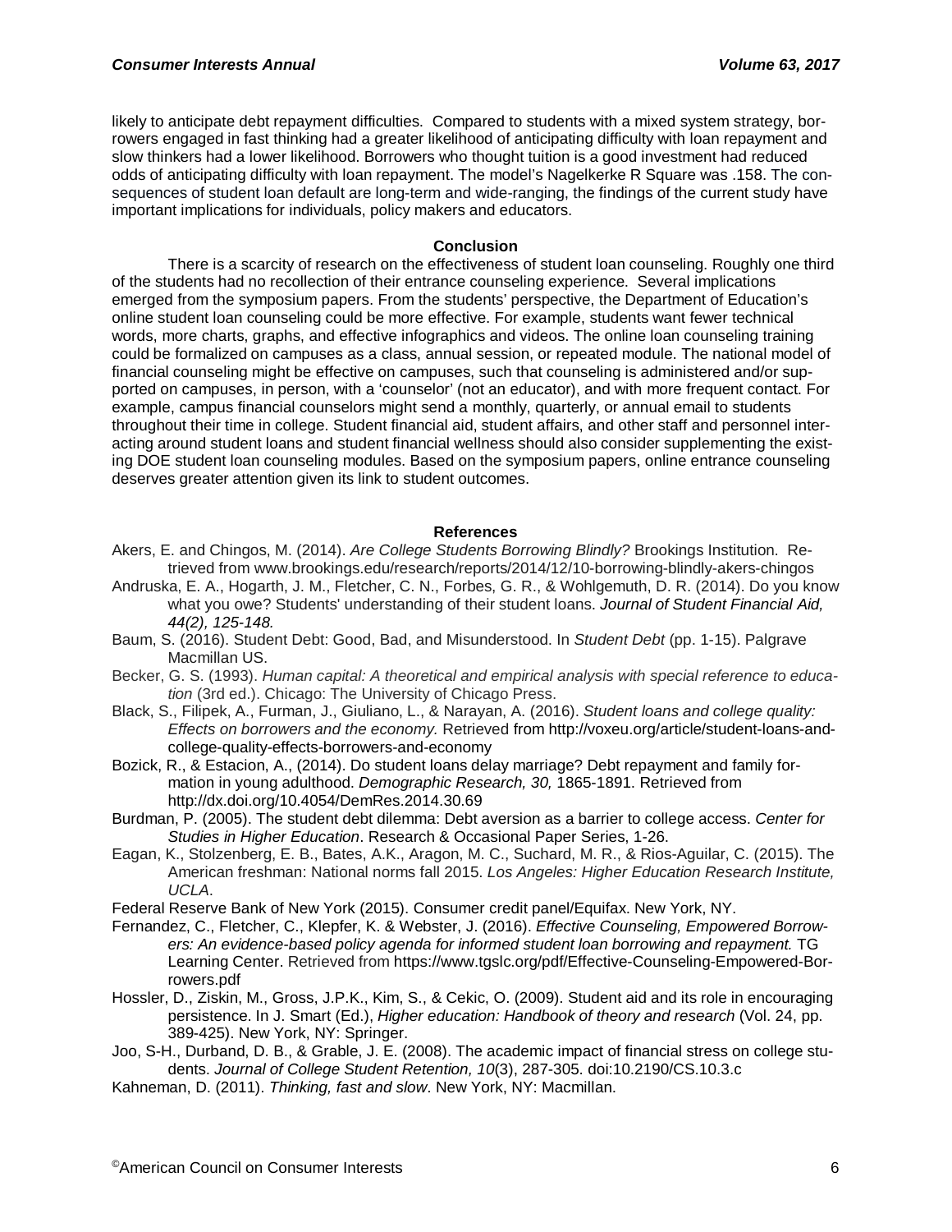likely to anticipate debt repayment difficulties. Compared to students with a mixed system strategy, borrowers engaged in fast thinking had a greater likelihood of anticipating difficulty with loan repayment and slow thinkers had a lower likelihood. Borrowers who thought tuition is a good investment had reduced odds of anticipating difficulty with loan repayment. The model's Nagelkerke R Square was .158. The consequences of student loan default are long-term and wide-ranging, the findings of the current study have important implications for individuals, policy makers and educators.

## Conclusion

There is a scarcity of research on the effectiveness of student loan counseling. Roughly one third of the students had no recollection of their entrance counseling experience. Several implications emerged from the symposium papers. From the students' perspective, the Department of Education's online student loan counseling could be more effective. For example, students want fewer technical words, more charts, graphs, and effective infographics and videos. The online loan counseling training could be formalized on campuses as a class, annual session, or repeated module. The national model of financial counseling might be effective on campuses, such that counseling is administered and/or supported on campuses, in person, with a 'counselor' (not an educator), and with more frequent contact. For example, campus financial counselors might send a monthly, quarterly, or annual email to students throughout their time in college. Student financial aid, student affairs, and other staff and personnel interacting around student loans and student financial wellness should also consider supplementing the existing DOE student loan counseling modules. Based on the symposium papers, online entrance counseling deserves greater attention given its link to student outcomes.

## References

Akers, E. and Chingos, M. (2014). *Are College Students Borrowing Blindly?* Brookings Institution. Retrieved from www.brookings.edu/research/reports/2014/12/10-borrowing-blindly-akers-chingos

Andruska, E. A., Hogarth, J. M., Fletcher, C. N., Forbes, G. R., & Wohlgemuth, D. R. (2014). Do you know what you owe? Students' understanding of their student loans. *Journal of Student Financial Aid, 44(2), 125-148.*

Baum, S. (2016). Student Debt: Good, Bad, and Misunderstood. In *Student Debt* (pp. 1-15). Palgrave Macmillan US.

Becker, G. S. (1993). *Human capital: A theoretical and empirical analysis with special reference to education* (3rd ed.). Chicago: The University of Chicago Press.

Black, S., Filipek, A., Furman, J., Giuliano, L., & Narayan, A. (2016). *Student loans and college quality: Effects on borrowers and the economy.* Retrieved from http://voxeu.org/article/student-loans-and-college-quality-effects-borrowers-and-economy

Bozick, R., & Estacion, A., (2014). Do student loans delay marriage? Debt repayment and family formation in young adulthood. *Demographic Research, 30,* 1865-1891. Retrieved from http://dx.doi.org/10.4054/DemRes.2014.30.69

Burdman, P. (2005). The student debt dilemma: Debt aversion as a barrier to college access. *Center for Studies in Higher Education*. Research & Occasional Paper Series, 1-26.

Eagan, K., Stolzenberg, E. B., Bates, A.K., Aragon, M. C., Suchard, M. R., & Rios-Aguilar, C. (2015). The American freshman: National norms fall 2015. *Los Angeles: Higher Education Research Institute, UCLA*.

Federal Reserve Bank of New York (2015). Consumer credit panel/Equifax. New York, NY.

Fernandez, C., Fletcher, C., Klepfer, K. & Webster, J. (2016). *Effective Counseling, Empowered Borrowers: An evidence-based policy agenda for informed student loan borrowing and repayment.* TG Learning Center. Retrieved from https://www.tgslc.org/pdf/Effective-Counseling-Empowered-Borrowers.pdf

Hossler, D., Ziskin, M., Gross, J.P.K., Kim, S., & Cekic, O. (2009). Student aid and its role in encouraging persistence. In J. Smart (Ed.), *Higher education: Handbook of theory and research* (Vol. 24, pp. 389-425). New York, NY: Springer.

Joo, S-H., Durband, D. B., & Grable, J. E. (2008). The academic impact of financial stress on college students. *Journal of College Student Retention, 10*(3), 287-305. doi:10.2190/CS.10.3.c

Kahneman, D. (2011). *Thinking, fast and slow*. New York, NY: Macmillan.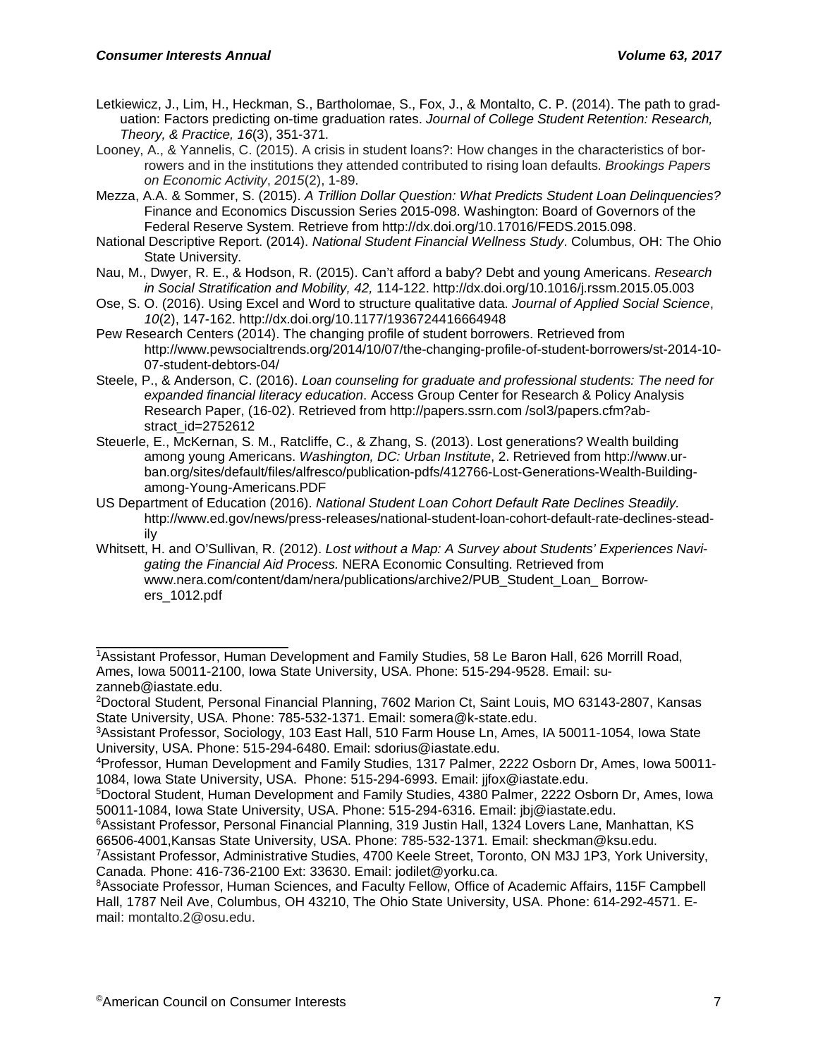Letkiewicz, J., Lim, H., Heckman, S., Bartholomae, S., Fox, J., & Montalto, C. P. (2014). The path to graduation: Factors predicting on-time graduation rates. *Journal of College Student Retention: Research, Theory, & Practice, 16*(3), 351-371.

Looney, A., & Yannelis, C. (2015). A crisis in student loans?: How changes in the characteristics of borrowers and in the institutions they attended contributed to rising loan defaults. *Brookings Papers on Economic Activity*, *2015*(2), 1-89.

Mezza, A.A. & Sommer, S. (2015). *A Trillion Dollar Question: What Predicts Student Loan Delinquencies?* Finance and Economics Discussion Series 2015-098. Washington: Board of Governors of the Federal Reserve System. Retrieve from http://dx.doi.org/10.17016/FEDS.2015.098.

National Descriptive Report. (2014). *National Student Financial Wellness Study*. Columbus, OH: The Ohio State University.

Nau, M., Dwyer, R. E., & Hodson, R. (2015). Can't afford a baby? Debt and young Americans. *Research in Social Stratification and Mobility, 42,* 114-122. http://dx.doi.org/10.1016/j.rssm.2015.05.003

Ose, S. O. (2016). Using Excel and Word to structure qualitative data. *Journal of Applied Social Science*, *10*(2), 147-162. http://dx.doi.org/10.1177/1936724416664948

Pew Research Centers (2014). The changing profile of student borrowers. Retrieved from http://www.pewsocialtrends.org/2014/10/07/the-changing-profile-of-student-borrowers/st-2014-10-07-student-debtors-04/

Steele, P., & Anderson, C. (2016). *Loan counseling for graduate and professional students: The need for expanded financial literacy education*. Access Group Center for Research & Policy Analysis Research Paper, (16-02). Retrieved from http://papers.ssrn.com /sol3/papers.cfm?abstract_id=2752612

Steuerle, E., McKernan, S. M., Ratcliffe, C., & Zhang, S. (2013). Lost generations? Wealth building among young Americans. *Washington, DC: Urban Institute*, 2. Retrieved from http://www.urban.org/sites/default/files/alfresco/publication-pdfs/412766-Lost-Generations-Wealth-Building-among-Young-Americans.PDF

US Department of Education (2016). *National Student Loan Cohort Default Rate Declines Steadily.* http://www.ed.gov/news/press-releases/national-student-loan-cohort-default-rate-declines-steadily

Whitsett, H. and O'Sullivan, R. (2012). *Lost without a Map: A Survey about Students' Experiences Navigating the Financial Aid Process.* NERA Economic Consulting. Retrieved from www.nera.com/content/dam/nera/publications/archive2/PUB_Student_Loan_ Borrowers_1012.pdf

---

[1]Assistant Professor, Human Development and Family Studies, 58 Le Baron Hall, 626 Morrill Road, Ames, Iowa 50011-2100, Iowa State University, USA. Phone: 515-294-9528. Email: suzanneb@iastate.edu.

[2]Doctoral Student, Personal Financial Planning, 7602 Marion Ct, Saint Louis, MO 63143-2807, Kansas State University, USA. Phone: 785-532-1371. Email: somera@k-state.edu.

[3]Assistant Professor, Sociology, 103 East Hall, 510 Farm House Ln, Ames, IA 50011-1054, Iowa State University, USA. Phone: 515-294-6480. Email: sdorius@iastate.edu.

[4]Professor, Human Development and Family Studies, 1317 Palmer, 2222 Osborn Dr, Ames, Iowa 50011-1084, Iowa State University, USA. Phone: 515-294-6993. Email: jjfox@iastate.edu.

[5]Doctoral Student, Human Development and Family Studies, 4380 Palmer, 2222 Osborn Dr, Ames, Iowa 50011-1084, Iowa State University, USA. Phone: 515-294-6316. Email: jbj@iastate.edu.

[6]Assistant Professor, Personal Financial Planning, 319 Justin Hall, 1324 Lovers Lane, Manhattan, KS 66506-4001,Kansas State University, USA. Phone: 785-532-1371. Email: sheckman@ksu.edu.

[7]Assistant Professor, Administrative Studies, 4700 Keele Street, Toronto, ON M3J 1P3, York University, Canada. Phone: 416-736-2100 Ext: 33630. Email: jodilet@yorku.ca.

[8]Associate Professor, Human Sciences, and Faculty Fellow, Office of Academic Affairs, 115F Campbell Hall, 1787 Neil Ave, Columbus, OH 43210, The Ohio State University, USA. Phone: 614-292-4571. E-mail: montalto.2@osu.edu.